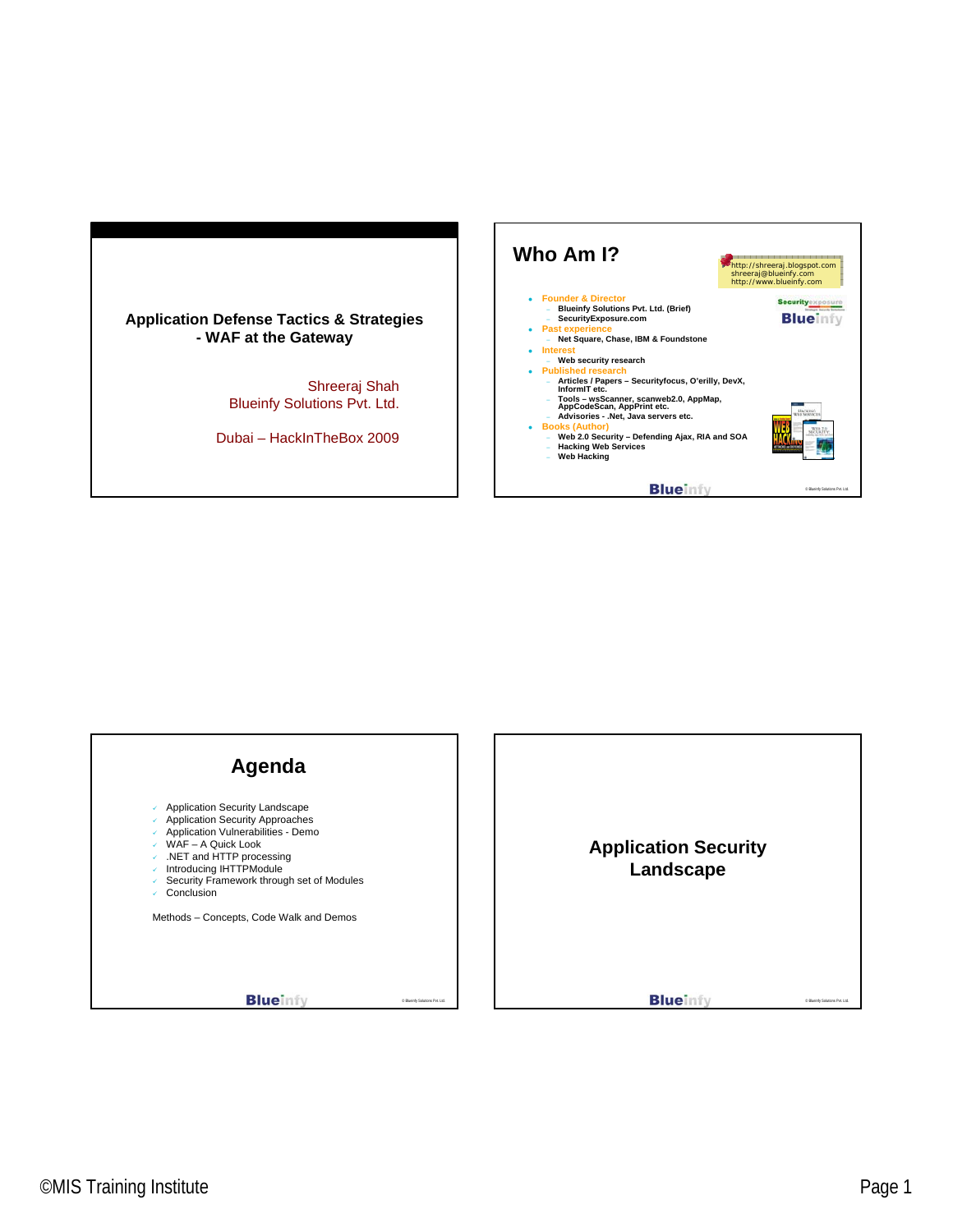# Application Defense Tactics & Strategies - WAF at the Gateway

Shreeraj Shah
Blueinfy Solutions Pvt. Ltd.

Dubai – HackInTheBox 2009

## Who Am I?

http://shreeraj.blogspot.com
shreeraj@blueinfy.com
http://www.blueinfy.com

- Founder & Director
  - Blueinfy Solutions Pvt. Ltd. (Brief)
  - SecurityExposure.com
- Past experience
  - Net Square, Chase, IBM & Foundstone
- Interest
  - Web security research
- Published research
  - Articles / Papers – Securityfocus, O'erilly, DevX, InformIT etc.
  - Tools – wsScanner, scanweb2.0, AppMap, AppCodeScan, AppPrint etc.
  - Advisories - .Net, Java servers etc.
- Books (Author)
  - Web 2.0 Security – Defending Ajax, RIA and SOA
  - Hacking Web Services
  - Web Hacking

## Agenda

- Application Security Landscape
- Application Security Approaches
- Application Vulnerabilities - Demo
- WAF – A Quick Look
- .NET and HTTP processing
- Introducing IHTTPModule
- Security Framework through set of Modules
- Conclusion

Methods – Concepts, Code Walk and Demos

## Application Security Landscape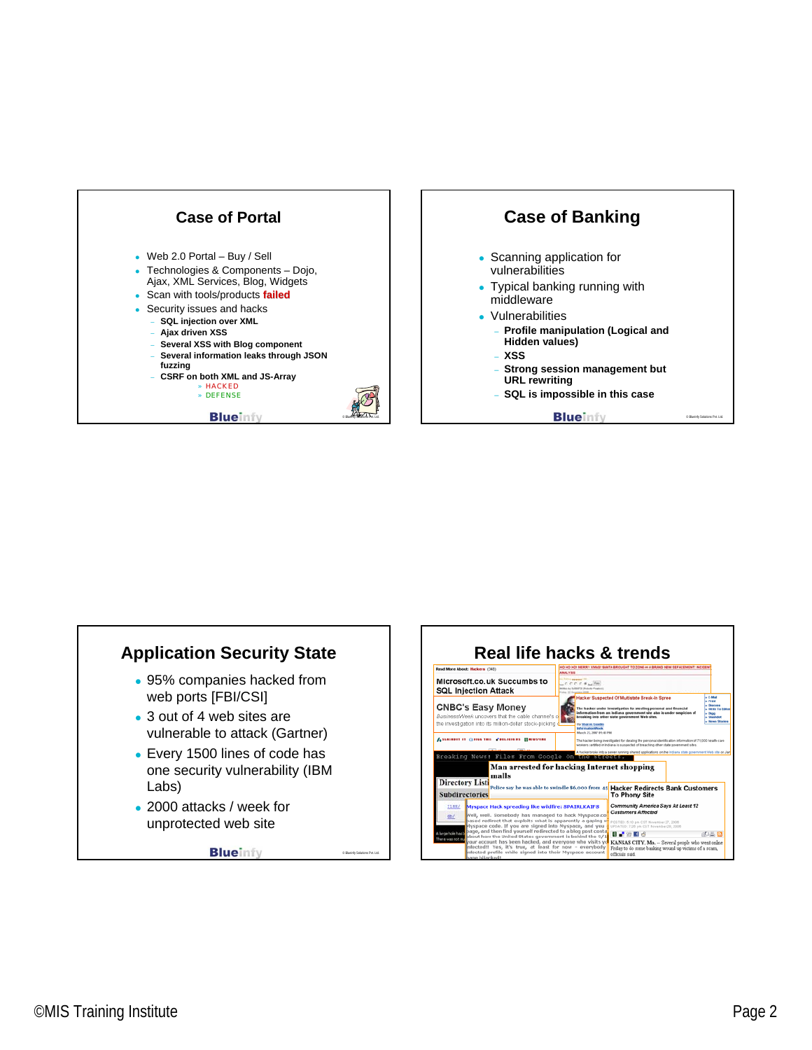## Case of Portal

- Web 2.0 Portal – Buy / Sell
- Technologies & Components – Dojo, Ajax, XML Services, Blog, Widgets
- Scan with tools/products **failed**
- Security issues and hacks
  - **SQL injection over XML**
  - **Ajax driven XSS**
  - **Several XSS with Blog component**
  - **Several information leaks through JSON fuzzing**
  - **CSRF on both XML and JS-Array**
    - HACKED
    - DEFENSE

## Case of Banking

- Scanning application for vulnerabilities
- Typical banking running with middleware
- Vulnerabilities
  - **Profile manipulation (Logical and Hidden values)**
  - **XSS**
  - **Strong session management but URL rewriting**
  - **SQL is impossible in this case**

## Application Security State

- 95% companies hacked from web ports [FBI/CSI]
- 3 out of 4 web sites are vulnerable to attack (Gartner)
- Every 1500 lines of code has one security vulnerability (IBM Labs)
- 2000 attacks / week for unprotected web site

## Real life hacks & trends

- Microsoft.co.uk Succumbs to SQL Injection Attack
- CNBC's Easy Money
- Hacker Suspected Of Multistate Break-In Spree
- Man arrested for hacking Internet shopping malls
- Myspace Hack spreading like wildfire: SPAIRLKAIFS
- Hacker Redirects Bank Customers To Phony Site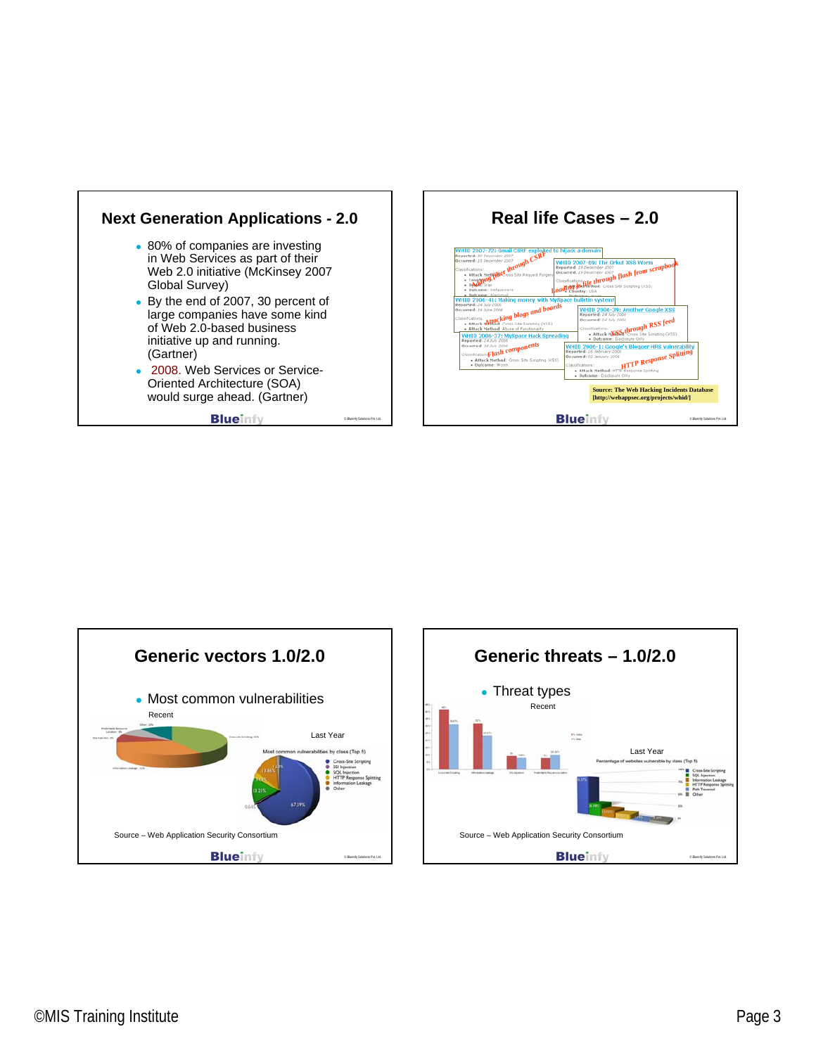## Next Generation Applications - 2.0

- 80% of companies are investing in Web Services as part of their Web 2.0 initiative (McKinsey 2007 Global Survey)
- By the end of 2007, 30 percent of large companies have some kind of Web 2.0-based business initiative up and running. (Gartner)
- 2008. Web Services or Service-Oriented Architecture (SOA) would surge ahead. (Gartner)

## Real life Cases – 2.0

- WHID 2007-72: Gmail CSRF exploited to hijack a domain — Adding filter through CSRF
- WHID 2007-69: The Orkut XSS Worm — Loading js file through flash from scrapbook
- WHID 2006-41: Making money with MySpace bulletin system! — Attacking blogs and boards
- WHID 2006-39: Another Google XSS — XSS through RSS feed
- WHID 2006-37: MySpace Hack Spreading — Flash components
- WHID 2006-1: Google's Blogger HRS vulnerability — HTTP Response Splitting

Source: The Web Hacking Incidents Database [http://webappsec.org/projects/whid/]

## Generic vectors 1.0/2.0

- Most common vulnerabilities

Recent

Last Year

Most common vulnerabilities by class (Top 5)

Source – Web Application Security Consortium

## Generic threats – 1.0/2.0

- Threat types

Recent

Last Year

Percentage of websites vulnerable by class (Top 5)

Source – Web Application Security Consortium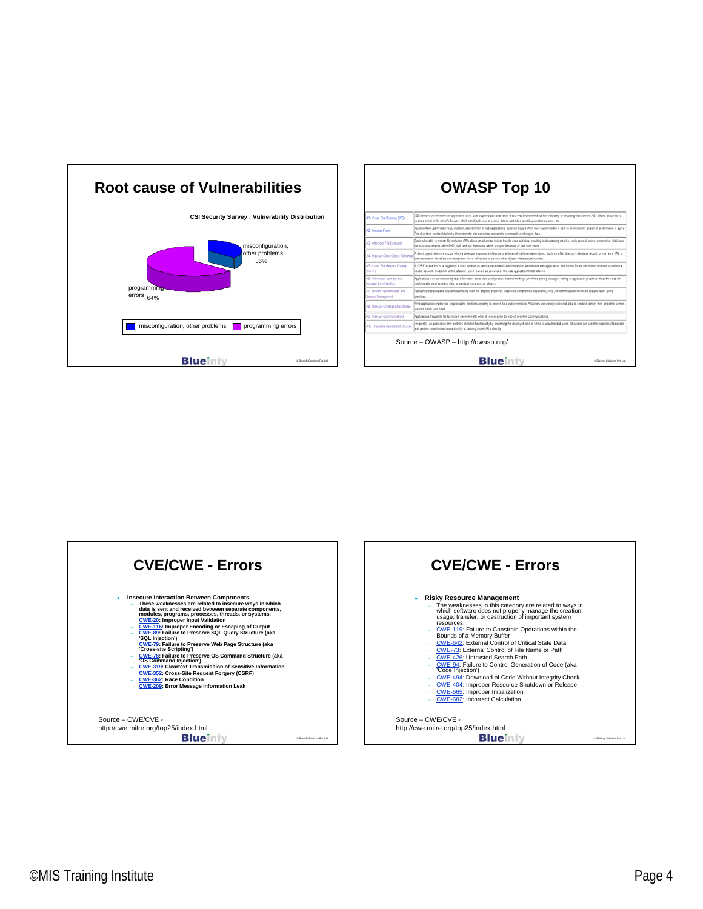## Root cause of Vulnerabilities

**CSI Security Survey : Vulnerability Distribution**

misconfiguration, other problems 36%

programming errors 64%

misconfiguration, other problems | programming errors

## OWASP Top 10

| | |
|---|---|
| A1 - Cross Site Scripting (XSS) | XSS flaws occur whenever an application takes user supplied data and sends it to a web browser without first validating or encoding that content. XSS allows attackers to execute script in the victim's browser which can hijack user sessions, deface web sites, possibly introduce worms, etc. |
| A2 - Injection Flaws | Injection flaws, particularly SQL injection, are common in web applications. Injection occurs when user-supplied data is sent to an interpreter as part of a command or query. The attacker's hostile data tricks the interpreter into executing unintended commands or changing data. |
| A3 - Malicious File Execution | Code vulnerable to remote file inclusion (RFI) allows attackers to include hostile code and data, resulting in devastating attacks, such as total server compromise. Malicious file execution attacks affect PHP, XML and any framework which accepts filenames or files from users. |
| A4 - Insecure Direct Object Reference | A direct object reference occurs when a developer exposes a reference to an internal implementation object, such as a file, directory, database record, or key, as a URL or form parameter. Attackers can manipulate those references to access other objects without authorization. |
| A5 - Cross Site Request Forgery (CSRF) | A CSRF attack forces a logged-on victim's browser to send a pre-authenticated request to a vulnerable web application, which then forces the victim's browser to perform a hostile action to the benefit of the attacker. CSRF can be as powerful as the web application that it attacks. |
| A6 - Information Leakage and Improper Error Handling | Applications can unintentionally leak information about their configuration, internal workings, or violate privacy through a variety of application problems. Attackers use this weakness to steal sensitive data, or conduct more serious attacks. |
| A7 - Broken Authentication and Session Management | Account credentials and session tokens are often not properly protected. Attackers compromise passwords, keys, or authentication tokens to assume other users' identities. |
| A8 - Insecure Cryptographic Storage | Web applications rarely use cryptographic functions properly to protect data and credentials. Attackers use weakly protected data to conduct identity theft and other crimes, such as credit card fraud. |
| A9 - Insecure Communications | Applications frequently fail to encrypt network traffic when it is necessary to protect sensitive communications. |
| A10 - Failure to Restrict URL Access | Frequently, an application only protects sensitive functionality by preventing the display of links or URLs to unauthorized users. Attackers can use this weakness to access and perform unauthorized operations by accessing those URLs directly. |

Source – OWASP – http://owasp.org/

## CVE/CWE - Errors

- **Insecure Interaction Between Components**
  - **These weaknesses are related to insecure ways in which data is sent and received between separate components, modules, programs, processes, threads, or systems.**
  - **CWE-20: Improper Input Validation**
  - **CWE-116: Improper Encoding or Escaping of Output**
  - **CWE-89: Failure to Preserve SQL Query Structure (aka 'SQL Injection')**
  - **CWE-79: Failure to Preserve Web Page Structure (aka 'Cross-site Scripting')**
  - **CWE-78: Failure to Preserve OS Command Structure (aka 'OS Command Injection')**
  - **CWE-319: Cleartext Transmission of Sensitive Information**
  - **CWE-352: Cross-Site Request Forgery (CSRF)**
  - **CWE-362: Race Condition**
  - **CWE-209: Error Message Information Leak**

Source – CWE/CVE - http://cwe.mitre.org/top25/index.html

## CVE/CWE - Errors

- **Risky Resource Management**
  - The weaknesses in this category are related to ways in which software does not properly manage the creation, usage, transfer, or destruction of important system resources.
  - CWE-119: Failure to Constrain Operations within the Bounds of a Memory Buffer
  - CWE-642: External Control of Critical State Data
  - CWE-73: External Control of File Name or Path
  - CWE-426: Untrusted Search Path
  - CWE-94: Failure to Control Generation of Code (aka 'Code Injection')
  - CWE-494: Download of Code Without Integrity Check
  - CWE-404: Improper Resource Shutdown or Release
  - CWE-665: Improper Initialization
  - CWE-682: Incorrect Calculation

Source – CWE/CVE - http://cwe.mitre.org/top25/index.html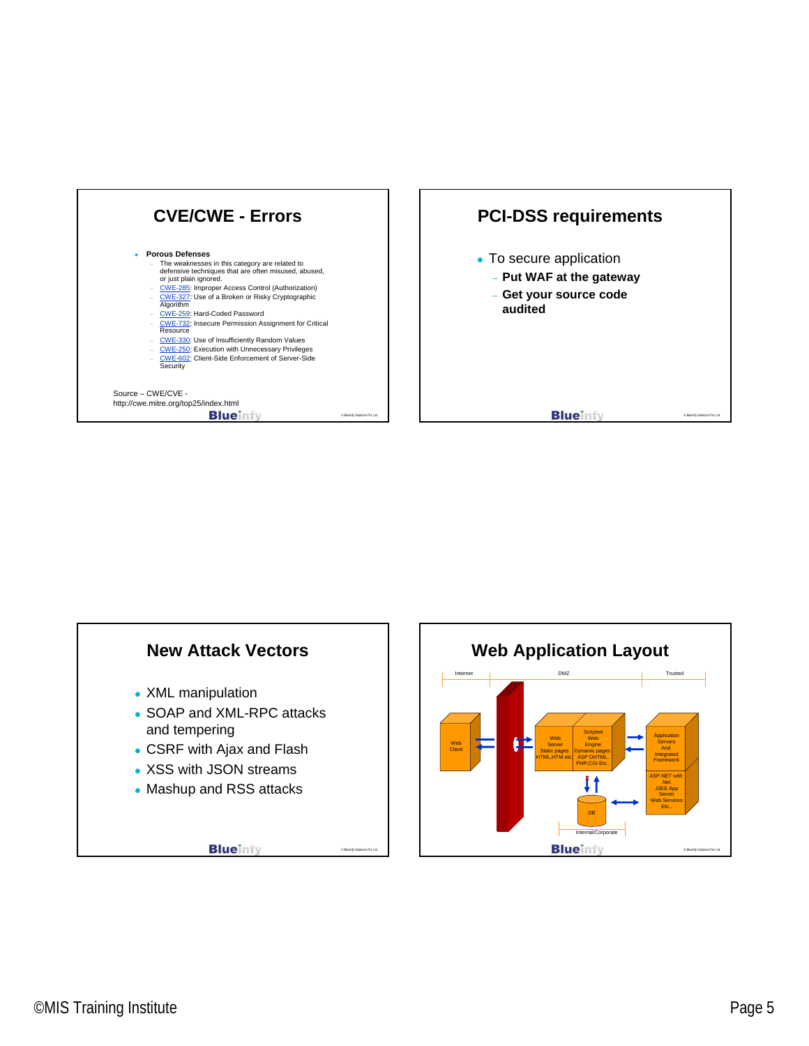## CVE/CWE - Errors

- **Porous Defenses**
  - The weaknesses in this category are related to defensive techniques that are often misused, abused, or just plain ignored.
  - CWE-285: Improper Access Control (Authorization)
  - CWE-327: Use of a Broken or Risky Cryptographic Algorithm
  - CWE-259: Hard-Coded Password
  - CWE-732: Insecure Permission Assignment for Critical Resource
  - CWE-330: Use of Insufficiently Random Values
  - CWE-250: Execution with Unnecessary Privileges
  - CWE-602: Client-Side Enforcement of Server-Side Security

Source – CWE/CVE - http://cwe.mitre.org/top25/index.html

## PCI-DSS requirements

- To secure application
  - **Put WAF at the gateway**
  - **Get your source code audited**

## New Attack Vectors

- XML manipulation
- SOAP and XML-RPC attacks and tempering
- CSRF with Ajax and Flash
- XSS with JSON streams
- Mashup and RSS attacks

## Web Application Layout

Internet | DMZ | Trusted

Web Client

Web Server Static pages HTML,HTM etc.

Scripted Web Engine Dynamic pages ASP DHTML, PHP,CGI Etc..

Application Servers And Integrated Framework

ASP.NET with .Net J2EE App Server Web Services Etc..

DB

Internal/Corporate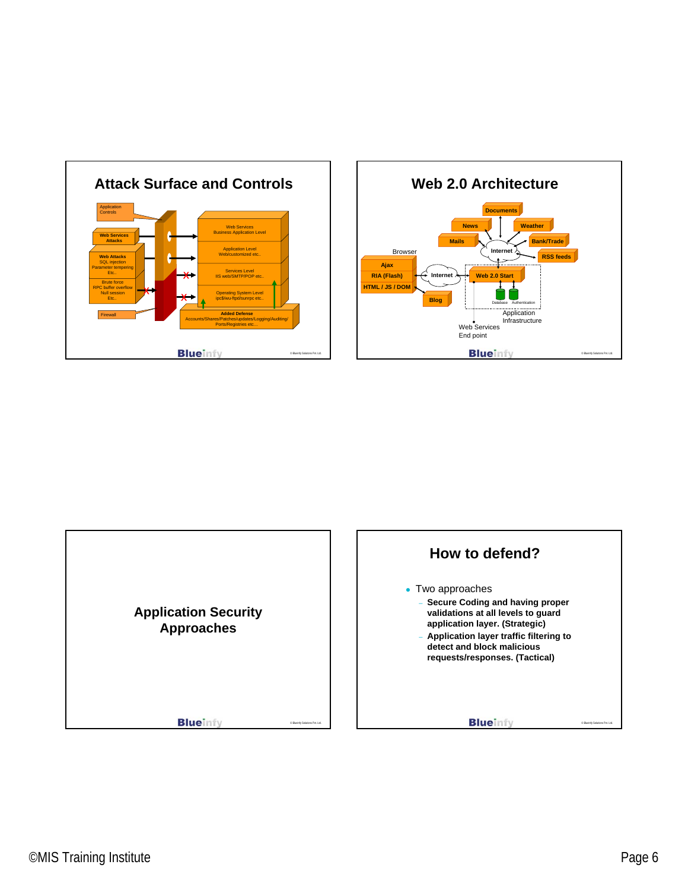## Attack Surface and Controls

Application Controls

Web Services Attacks

Web Attacks
SQL injection
Parameter tempering
Etc..

Brute force
RPC buffer overflow
Null session
Etc..

Firewall

Web Services
Business Application Level

Application Level
Web/customized etc..

Services Level
IIS web/SMTP/POP etc..

Operating System Level
ipc$/wu-ftpd/sunrpc etc..

Added Defense
Accounts/Shares/Patches/updates/Logging/Auditing/
Ports/Registries etc...

## Web 2.0 Architecture

Documents

News

Weather

Mails

Bank/Trade

Internet

RSS feeds

Browser

Ajax

RIA (Flash)

HTML / JS / DOM

Internet

Web 2.0 Start

Blog

Database Authentication

Application Infrastructure

Web Services End point

## Application Security Approaches

## How to defend?

- Two approaches
  - **Secure Coding and having proper validations at all levels to guard application layer. (Strategic)**
  - **Application layer traffic filtering to detect and block malicious requests/responses. (Tactical)**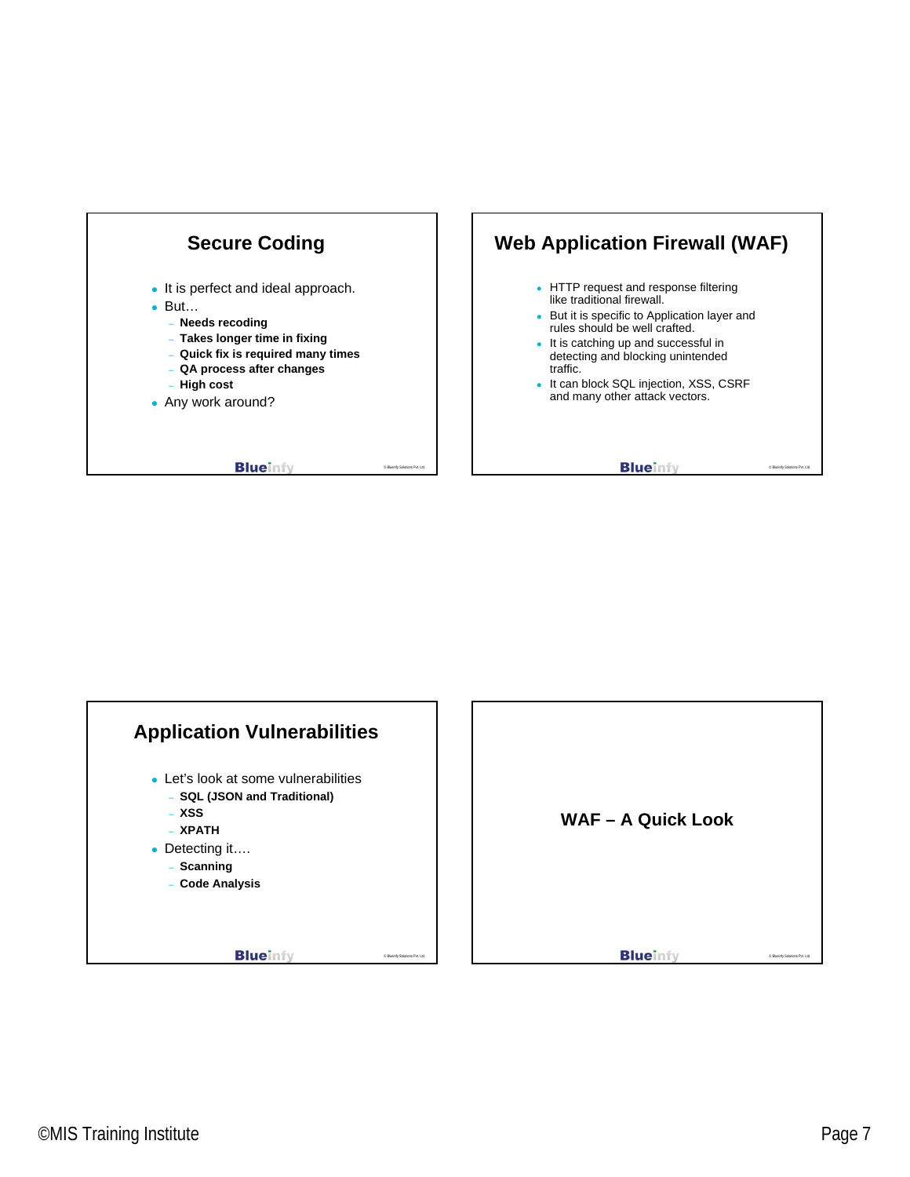## Secure Coding

- It is perfect and ideal approach.
- But…
  - **Needs recoding**
  - **Takes longer time in fixing**
  - **Quick fix is required many times**
  - **QA process after changes**
  - **High cost**
- Any work around?

## Web Application Firewall (WAF)

- HTTP request and response filtering like traditional firewall.
- But it is specific to Application layer and rules should be well crafted.
- It is catching up and successful in detecting and blocking unintended traffic.
- It can block SQL injection, XSS, CSRF and many other attack vectors.

## Application Vulnerabilities

- Let's look at some vulnerabilities
  - **SQL (JSON and Traditional)**
  - **XSS**
  - **XPATH**
- Detecting it….
  - **Scanning**
  - **Code Analysis**

## WAF – A Quick Look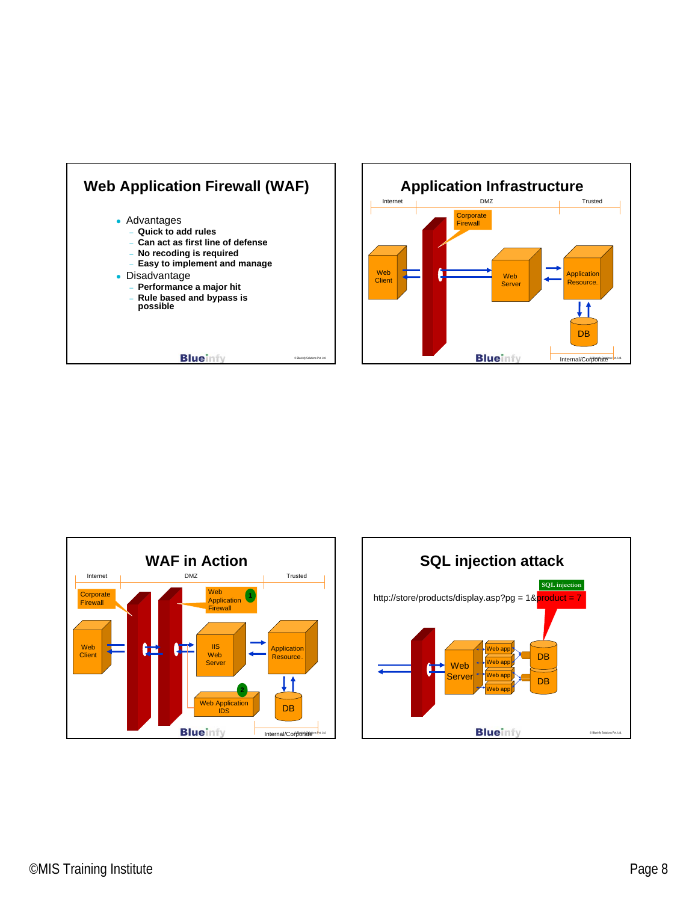## Web Application Firewall (WAF)

- Advantages
  - Quick to add rules
  - Can act as first line of defense
  - No recoding is required
  - Easy to implement and manage
- Disadvantage
  - Performance a major hit
  - Rule based and bypass is possible

## Application Infrastructure

Internet | DMZ | Trusted

Corporate Firewall

Web Client — Web Server — Application Resource — DB

Internal/Corporate

## WAF in Action

Internet | DMZ | Trusted

Corporate Firewall

Web Application Firewall (1)

Web Client — IIS Web Server — Application Resource — DB

Web Application IDS (2)

Internal/Corporate

## SQL injection attack

http://store/products/display.asp?pg = 1&product = 7

SQL injection

Web Server — Web app, Web app, Web app, Web app — DB, DB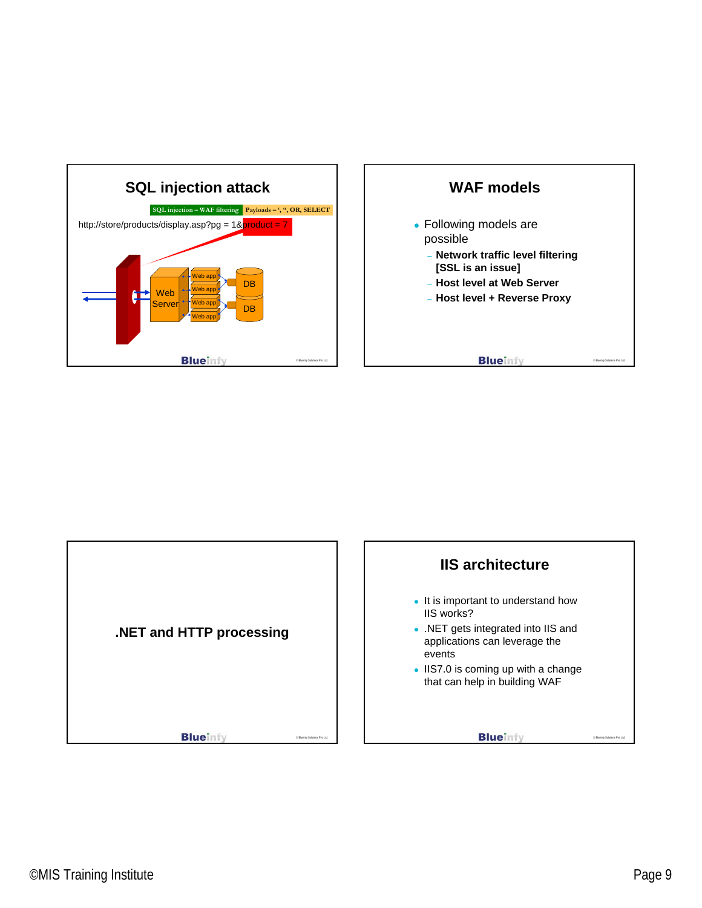## SQL injection attack

SQL injection – WAF filtering | Payloads – ', ", OR, SELECT

http://store/products/display.asp?pg = 1&product = 7

Web Server | Web app | Web app | Web app | Web app | DB | DB

## WAF models

- Following models are possible
  - Network traffic level filtering [SSL is an issue]
  - Host level at Web Server
  - Host level + Reverse Proxy

## .NET and HTTP processing

## IIS architecture

- It is important to understand how IIS works?
- .NET gets integrated into IIS and applications can leverage the events
- IIS7.0 is coming up with a change that can help in building WAF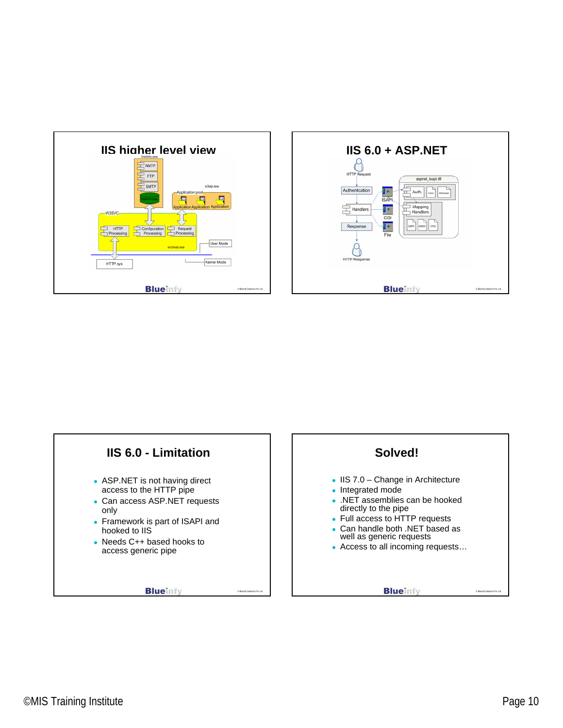## IIS higher level view

## IIS 6.0 + ASP.NET

## IIS 6.0 - Limitation

- ASP.NET is not having direct access to the HTTP pipe
- Can access ASP.NET requests only
- Framework is part of ISAPI and hooked to IIS
- Needs C++ based hooks to access generic pipe

## Solved!

- IIS 7.0 – Change in Architecture
- Integrated mode
- .NET assemblies can be hooked directly to the pipe
- Full access to HTTP requests
- Can handle both .NET based as well as generic requests
- Access to all incoming requests…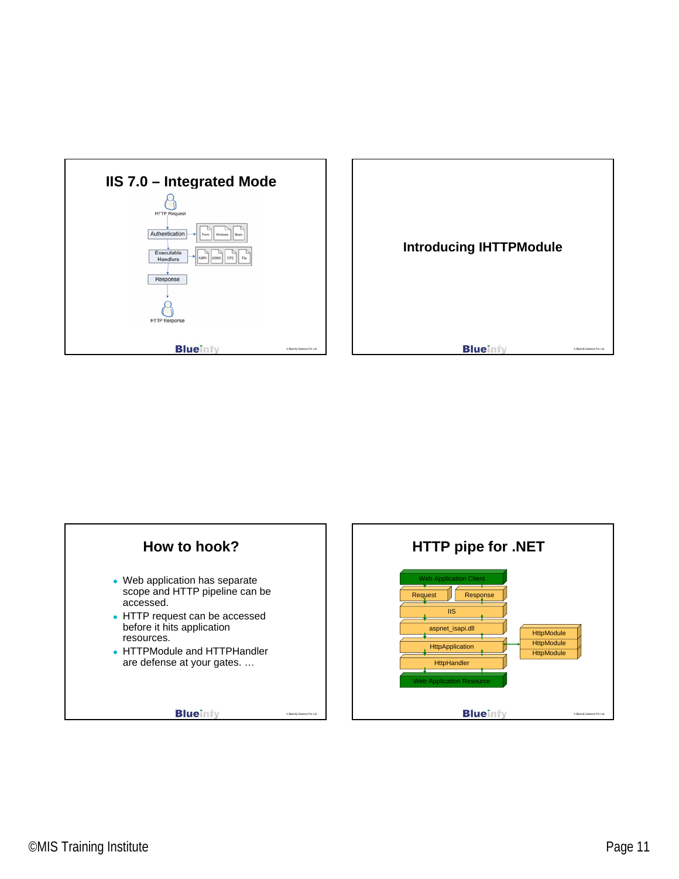## IIS 7.0 – Integrated Mode

HTTP Request

Authentication → Form | Windows | Basic

Executable Handlers → ASPX | ASMX | CFG | File

Response

HTTP Response

## Introducing IHTTPModule

## How to hook?

- Web application has separate scope and HTTP pipeline can be accessed.
- HTTP request can be accessed before it hits application resources.
- HTTPModule and HTTPHandler are defense at your gates. …

## HTTP pipe for .NET

Web Application Client

Request | Response

IIS

aspnet_isapi.dll

HttpApplication ↔ HttpModule, HttpModule, HttpModule

HttpHandler

Web Application Resource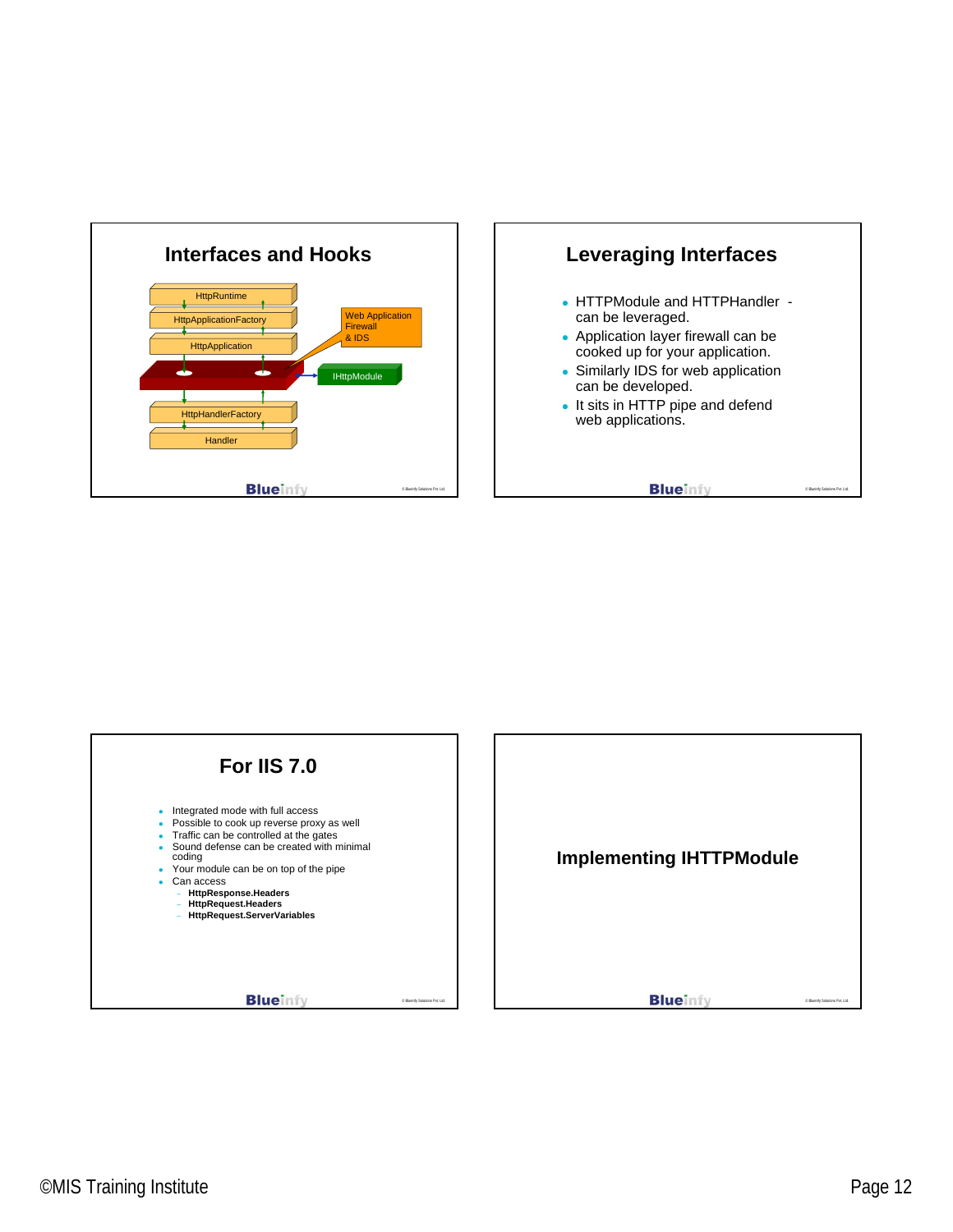## Interfaces and Hooks

- HttpRuntime
- HttpApplicationFactory
- HttpApplication
- IHttpModule
- Web Application Firewall & IDS
- HttpHandlerFactory
- Handler

## Leveraging Interfaces

- HTTPModule and HTTPHandler - can be leveraged.
- Application layer firewall can be cooked up for your application.
- Similarly IDS for web application can be developed.
- It sits in HTTP pipe and defend web applications.

## For IIS 7.0

- Integrated mode with full access
- Possible to cook up reverse proxy as well
- Traffic can be controlled at the gates
- Sound defense can be created with minimal coding
- Your module can be on top of the pipe
- Can access
  - **HttpResponse.Headers**
  - **HttpRequest.Headers**
  - **HttpRequest.ServerVariables**

## Implementing IHTTPModule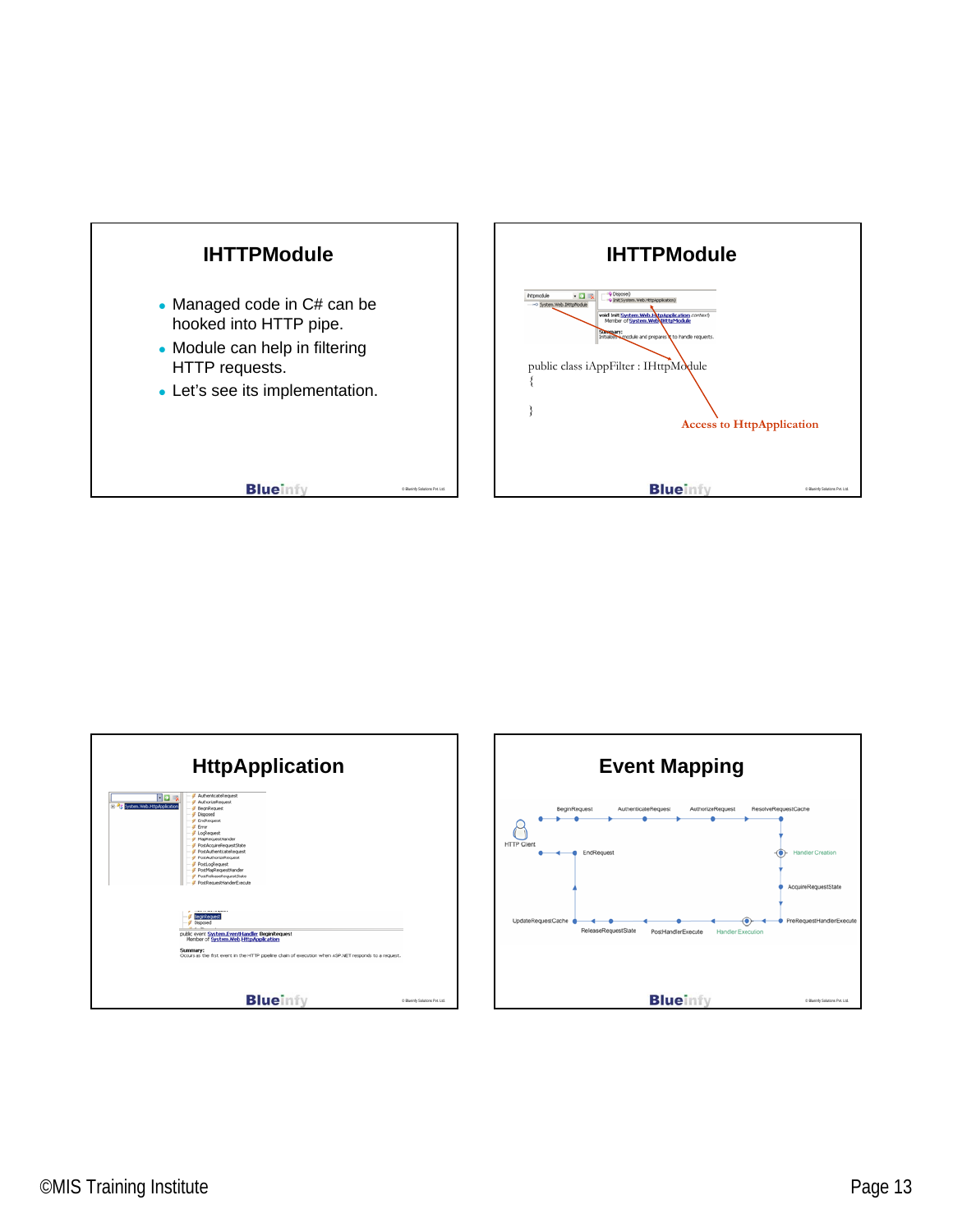## IHTTPModule

- Managed code in C# can be hooked into HTTP pipe.
- Module can help in filtering HTTP requests.
- Let's see its implementation.

## IHTTPModule

```
public class iAppFilter : IHttpModule
{

}
```

Access to HttpApplication

## HttpApplication

- AuthenticateRequest
- AuthorizeRequest
- BeginRequest
- Disposed
- EndRequest
- Error
- LogRequest
- MapRequestHandler
- PostAcquireRequestState
- PostAuthenticateRequest
- PostAuthorizeRequest
- PostLogRequest
- PostMapRequestHandler
- PostReleaseRequestState
- PostRequestHandlerExecute

public event System.EventHandler BeginRequest
Member of System.Web.HttpApplication

Summary:
Occurs as the first event in the HTTP pipeline chain of execution when ASP.NET responds to a request.

## Event Mapping

HTTP Client → BeginRequest → AuthenticateRequest → AuthorizeRequest → ResolveRequestCache → Handler Creation → AcquireRequestState → PreRequestHandlerExecute → Handler Execution → PostHandlerExecute → ReleaseRequestState → UpdateRequestCache → EndRequest → HTTP Client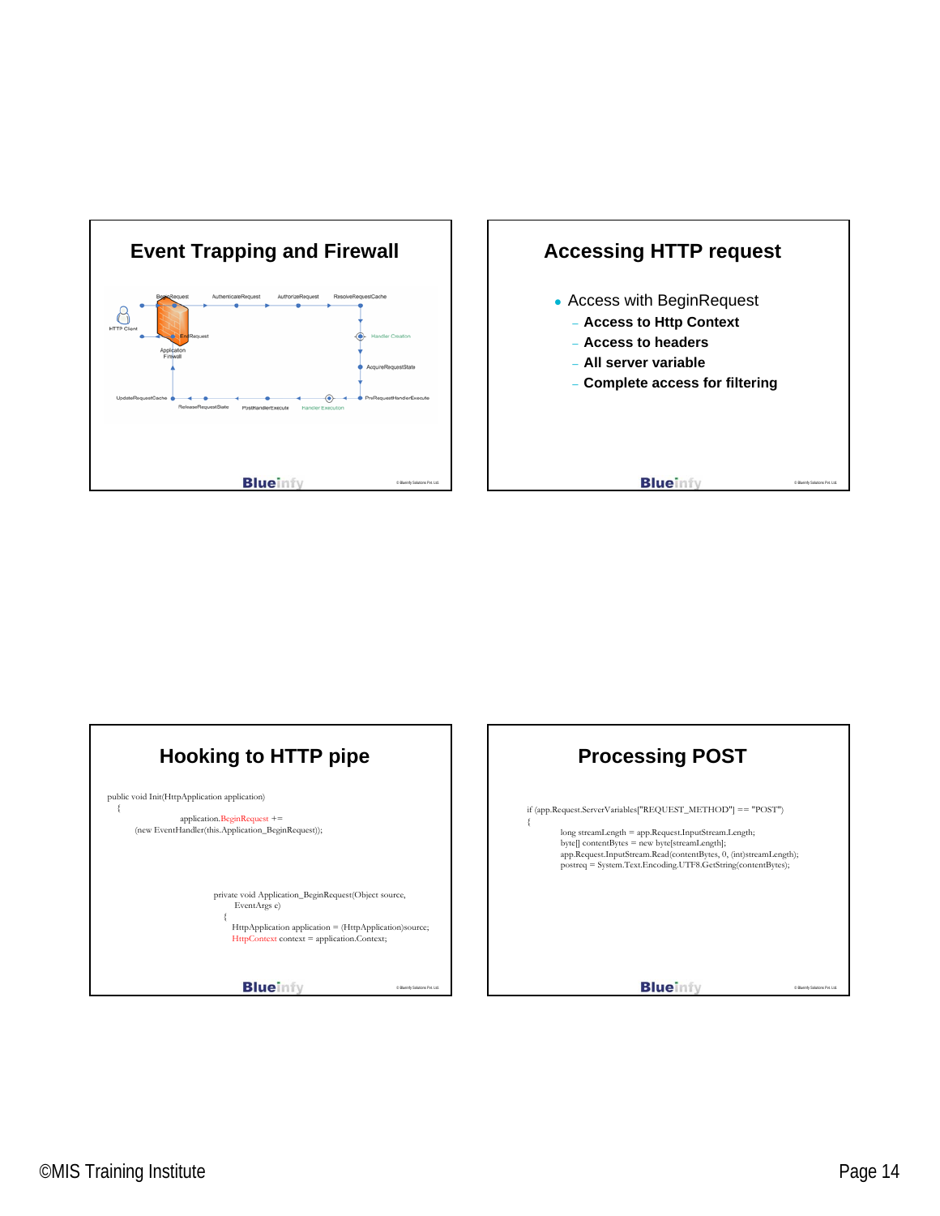## Event Trapping and Firewall

HTTP Client — BeginRequest — AuthenticateRequest — AuthorizeRequest — ResolveRequestCache — Handler Creation — AcquireRequestState — PreRequestHandlerExecute — Handler Execution — PostHandlerExecute — ReleaseRequestState — UpdateRequestCache — EndRequest

Application Firewall

## Accessing HTTP request

- Access with BeginRequest
  - **Access to Http Context**
  - **Access to headers**
  - **All server variable**
  - **Complete access for filtering**

## Hooking to HTTP pipe

```
public void Init(HttpApplication application)
    {
                application.BeginRequest +=
        (new EventHandler(this.Application_BeginRequest));

private void Application_BeginRequest(Object source,
    EventArgs e)
        {
          HttpApplication application = (HttpApplication)source;
          HttpContext context = application.Context;
```

## Processing POST

```
if (app.Request.ServerVariables["REQUEST_METHOD"] == "POST")
{
        long streamLength = app.Request.InputStream.Length;
        byte[] contentBytes = new byte[streamLength];
        app.Request.InputStream.Read(contentBytes, 0, (int)streamLength);
        postreq = System.Text.Encoding.UTF8.GetString(contentBytes);
```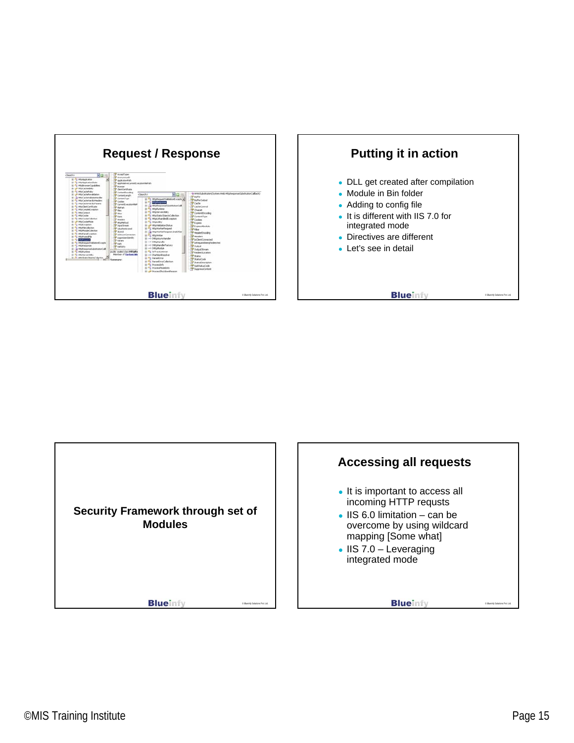## Request / Response

## Putting it in action

- DLL get created after compilation
- Module in Bin folder
- Adding to config file
- It is different with IIS 7.0 for integrated mode
- Directives are different
- Let's see in detail

## Security Framework through set of Modules

## Accessing all requests

- It is important to access all incoming HTTP requsts
- IIS 6.0 limitation – can be overcome by using wildcard mapping [Some what]
- IIS 7.0 – Leveraging integrated mode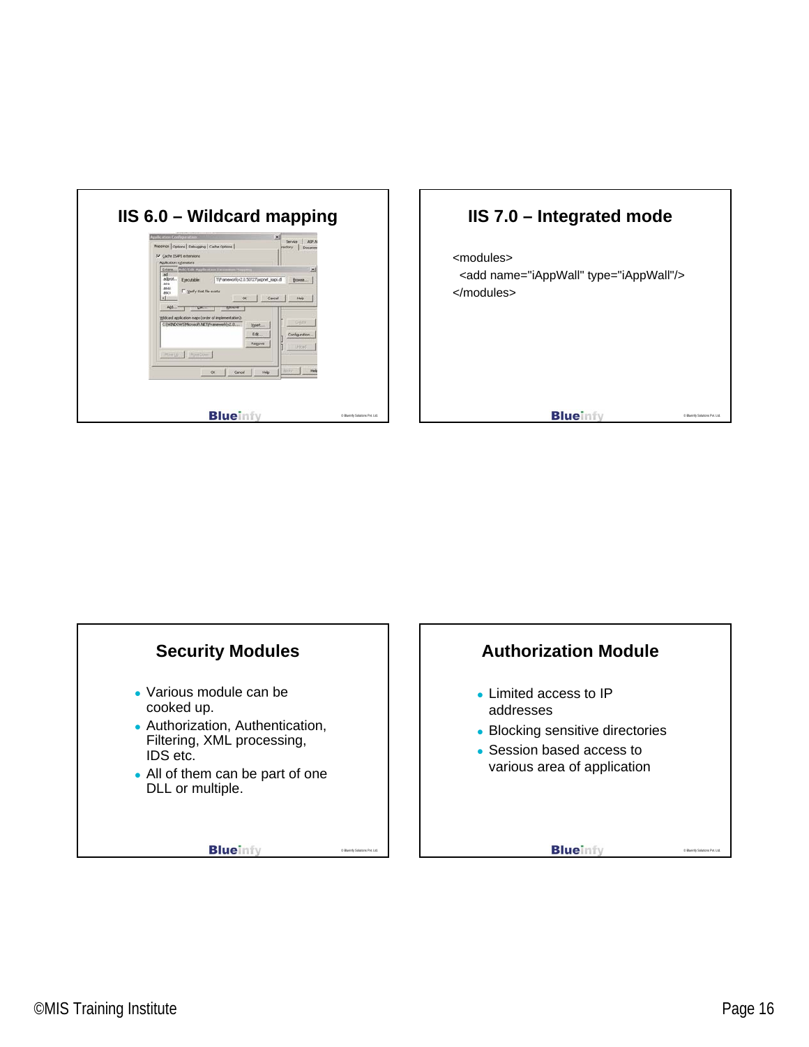## IIS 6.0 – Wildcard mapping

## IIS 7.0 – Integrated mode

```
<modules>
  <add name="iAppWall" type="iAppWall"/>
</modules>
```

## Security Modules

- Various module can be cooked up.
- Authorization, Authentication, Filtering, XML processing, IDS etc.
- All of them can be part of one DLL or multiple.

## Authorization Module

- Limited access to IP addresses
- Blocking sensitive directories
- Session based access to various area of application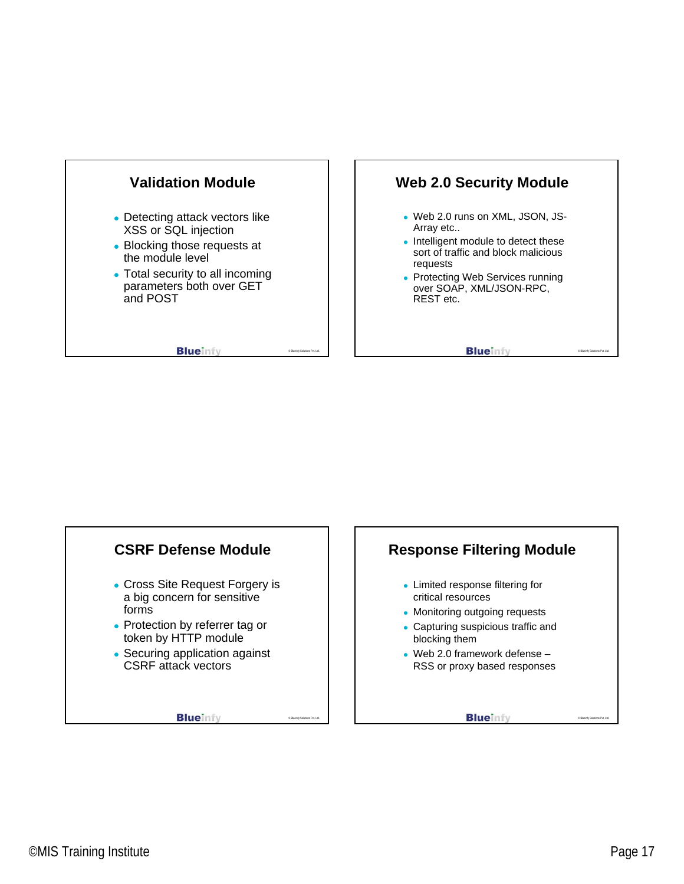## Validation Module

- Detecting attack vectors like XSS or SQL injection
- Blocking those requests at the module level
- Total security to all incoming parameters both over GET and POST

## Web 2.0 Security Module

- Web 2.0 runs on XML, JSON, JS-Array etc..
- Intelligent module to detect these sort of traffic and block malicious requests
- Protecting Web Services running over SOAP, XML/JSON-RPC, REST etc.

## CSRF Defense Module

- Cross Site Request Forgery is a big concern for sensitive forms
- Protection by referrer tag or token by HTTP module
- Securing application against CSRF attack vectors

## Response Filtering Module

- Limited response filtering for critical resources
- Monitoring outgoing requests
- Capturing suspicious traffic and blocking them
- Web 2.0 framework defense – RSS or proxy based responses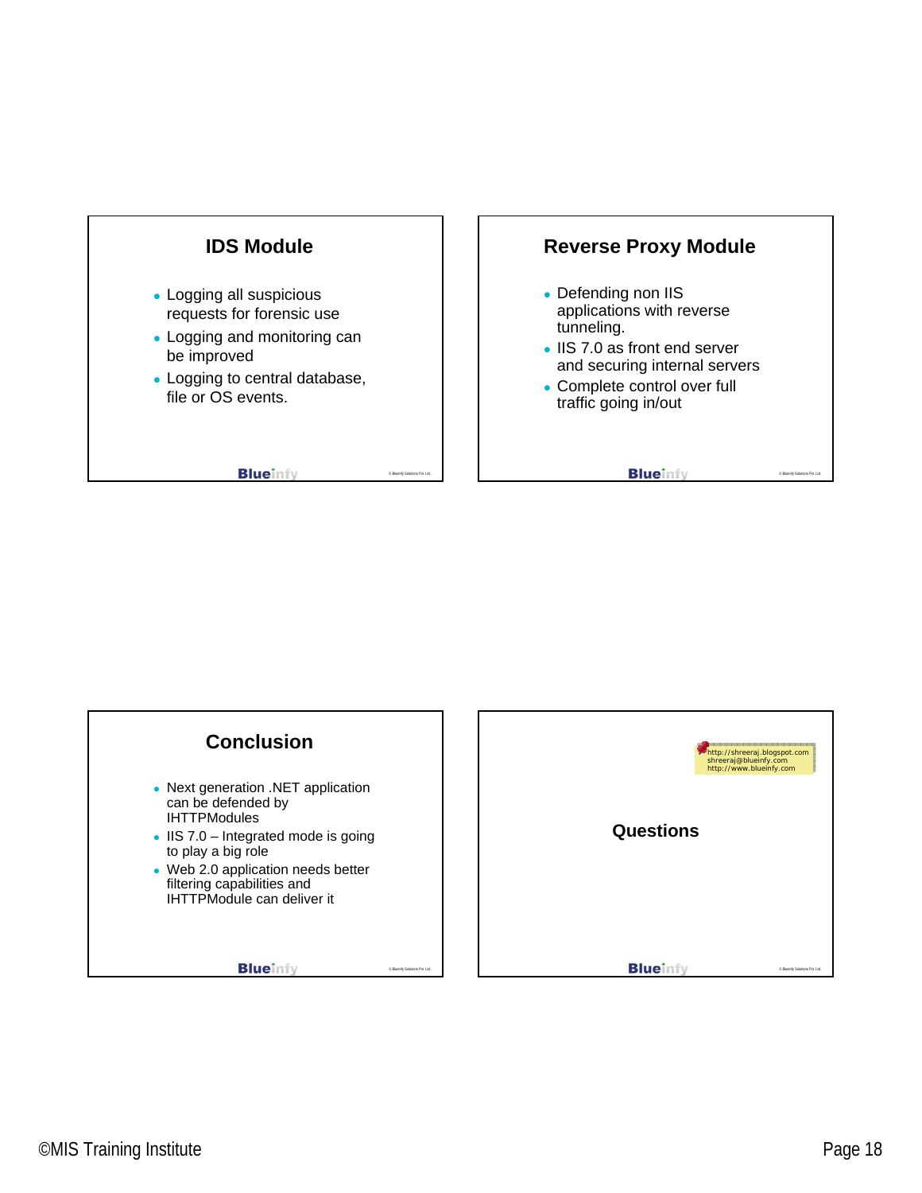## IDS Module

- Logging all suspicious requests for forensic use
- Logging and monitoring can be improved
- Logging to central database, file or OS events.

## Reverse Proxy Module

- Defending non IIS applications with reverse tunneling.
- IIS 7.0 as front end server and securing internal servers
- Complete control over full traffic going in/out

## Conclusion

- Next generation .NET application can be defended by IHTTPModules
- IIS 7.0 – Integrated mode is going to play a big role
- Web 2.0 application needs better filtering capabilities and IHTTPModule can deliver it

http://shreeraj.blogspot.com
shreeraj@blueinfy.com
http://www.blueinfy.com

## Questions